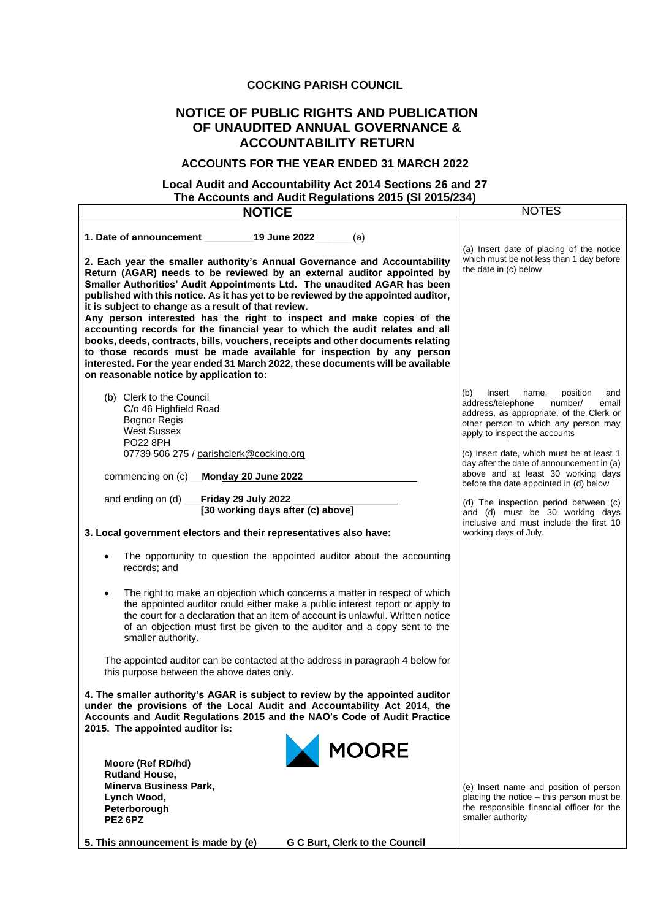# COCKING PARISH COUNCIL

## NOTICE OF PUBLIC RIGHTS AND PUBLICATION OF UNAUDITED ANNUAL GOVERNANCE & ACCOUNTABILITY RETURN

### ACCOUNTS FOR THE YEAR ENDED 31 MARCH 2022

**Local Audit and Accountability Act 2014 Sections 26 and 27**
**The Accounts and Audit Regulations 2015 (SI 2015/234)**

| NOTICE | NOTES |
|---|---|
| **1. Date of announcement** **19 June 2022** (a) | (a) Insert date of placing of the notice which must be not less than 1 day before the date in (c) below |
| **2. Each year the smaller authority's Annual Governance and Accountability Return (AGAR) needs to be reviewed by an external auditor appointed by Smaller Authorities' Audit Appointments Ltd. The unaudited AGAR has been published with this notice. As it has yet to be reviewed by the appointed auditor, it is subject to change as a result of that review.** **Any person interested has the right to inspect and make copies of the accounting records for the financial year to which the audit relates and all books, deeds, contracts, bills, vouchers, receipts and other documents relating to those records must be made available for inspection by any person interested. For the year ended 31 March 2022, these documents will be available on reasonable notice by application to:** | |
| (b) Clerk to the Council<br>C/o 46 Highfield Road<br>Bognor Regis<br>West Sussex<br>PO22 8PH<br>07739 506 275 / parishclerk@cocking.org | (b) Insert name, position and address/telephone number/ email address, as appropriate, of the Clerk or other person to which any person may apply to inspect the accounts |
| commencing on (c) **Monday 20 June 2022** | (c) Insert date, which must be at least 1 day after the date of announcement in (a) above and at least 30 working days before the date appointed in (d) below |
| and ending on (d) **Friday 29 July 2022** **[30 working days after (c) above]** | (d) The inspection period between (c) and (d) must be 30 working days inclusive and must include the first 10 working days of July. |
| **3. Local government electors and their representatives also have:**<br>• The opportunity to question the appointed auditor about the accounting records; and<br>• The right to make an objection which concerns a matter in respect of which the appointed auditor could either make a public interest report or apply to the court for a declaration that an item of account is unlawful. Written notice of an objection must first be given to the auditor and a copy sent to the smaller authority.<br><br>The appointed auditor can be contacted at the address in paragraph 4 below for this purpose between the above dates only. | |
| **4. The smaller authority's AGAR is subject to review by the appointed auditor under the provisions of the Local Audit and Accountability Act 2014, the Accounts and Audit Regulations 2015 and the NAO's Code of Audit Practice 2015. The appointed auditor is:**<br><br>MOORE<br><br>**Moore (Ref RD/hd)**<br>**Rutland House,**<br>**Minerva Business Park,**<br>**Lynch Wood,**<br>**Peterborough**<br>**PE2 6PZ** | (e) Insert name and position of person placing the notice – this person must be the responsible financial officer for the smaller authority |
| **5. This announcement is made by (e)** **G C Burt, Clerk to the Council** | |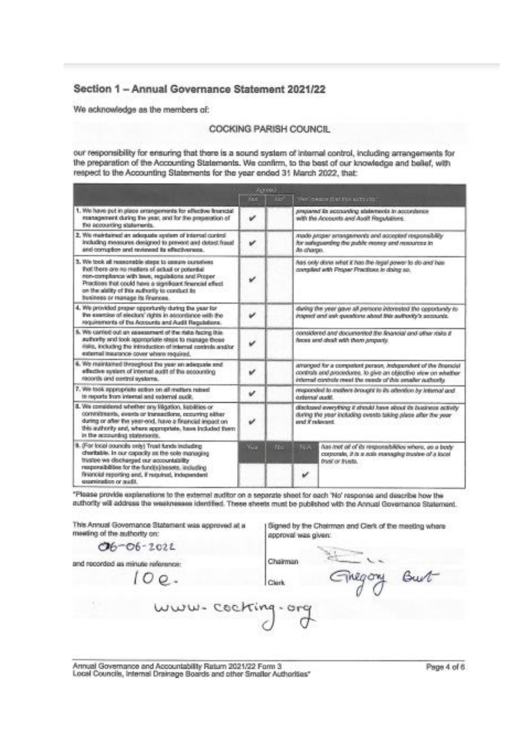## Section 1 – Annual Governance Statement 2021/22

We acknowledge as the members of:

COCKING PARISH COUNCIL

our responsibility for ensuring that there is a sound system of internal control, including arrangements for the preparation of the Accounting Statements. We confirm, to the best of our knowledge and belief, with respect to the Accounting Statements for the year ended 31 March 2022, that:

| | Agreed | | 'Yes' means that this authority: |
|---|---|---|---|
| | Yes | No* | |
| 1. We have put in place arrangements for effective financial management during the year, and for the preparation of the accounting statements. | ✔ | | prepared its accounting statements in accordance with the Accounts and Audit Regulations. |
| 2. We maintained an adequate system of internal control including measures designed to prevent and detect fraud and corruption and reviewed its effectiveness. | ✔ | | made proper arrangements and accepted responsibility for safeguarding the public money and resources in its charge. |
| 3. We took all reasonable steps to assure ourselves that there are no matters of actual or potential non-compliance with laws, regulations and Proper Practices that could have a significant financial effect on the ability of this authority to conduct its business or manage its finances. | ✔ | | has only done what it has the legal power to do and has complied with Proper Practices in doing so. |
| 4. We provided proper opportunity during the year for the exercise of electors' rights in accordance with the requirements of the Accounts and Audit Regulations. | ✔ | | during the year gave all persons interested the opportunity to inspect and ask questions about this authority's accounts. |
| 5. We carried out an assessment of the risks facing this authority and took appropriate steps to manage those risks, including the introduction of internal controls and/or external insurance cover where required. | ✔ | | considered and documented the financial and other risks it faces and dealt with them properly. |
| 6. We maintained throughout the year an adequate and effective system of internal audit of the accounting records and control systems. | ✔ | | arranged for a competent person, independent of the financial controls and procedures, to give an objective view on whether internal controls meet the needs of this smaller authority. |
| 7. We took appropriate action on all matters raised in reports from internal and external audit. | ✔ | | responded to matters brought to its attention by internal and external audit. |
| 8. We considered whether any litigation, liabilities or commitments, events or transactions, occurring either during or after the year-end, have a financial impact on this authority and, where appropriate, have included them in the accounting statements. | ✔ | | disclosed everything it should have about its business activity during the year including events taking place after the year end if relevant. |

| | Yes | No | N/A | |
|---|---|---|---|---|
| 9. (For local councils only) Trust funds including charitable. In our capacity as the sole managing trustee we discharged our accountability responsibilities for the fund(s)/assets, including financial reporting and, if required, independent examination or audit. | | | ✔ | has met all of its responsibilities where, as a body corporate, it is a sole managing trustee of a local trust or trusts. |

*Please provide explanations to the external auditor on a separate sheet for each 'No' response and describe how the authority will address the weaknesses identified. These sheets must be published with the Annual Governance Statement.

This Annual Governance Statement was approved at a meeting of the authority on:

06-06-2022

and recorded as minute reference:

10e.

Signed by the Chairman and Clerk of the meeting where approval was given:

Chairman: [signature]

Clerk: Gregory Burt

www.cocking.org

Annual Governance and Accountability Return 2021/22 Form 3
Local Councils, Internal Drainage Boards and other Smaller Authorities*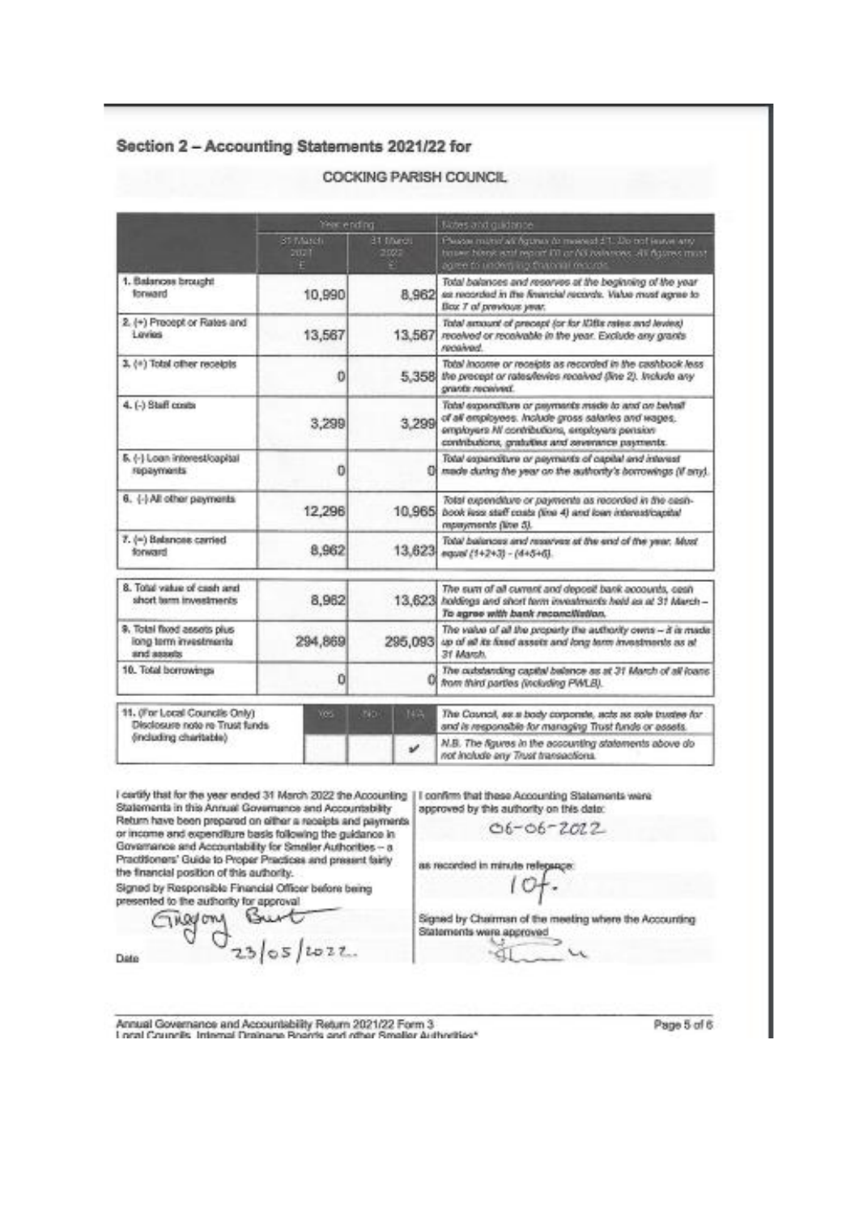## Section 2 – Accounting Statements 2021/22 for

COCKING PARISH COUNCIL

| | Year ending | | Notes and guidance |
|---|---|---|---|
| | 31 March 2021 £ | 31 March 2022 £ | Please round all figures to nearest £1. Do not leave any boxes blank and report £0 or Nil balances. All figures must agree to underlying financial records. |
| 1. Balances brought forward | 10,990 | 8,962 | Total balances and reserves at the beginning of the year as recorded in the financial records. Value must agree to Box 7 of previous year. |
| 2. (+) Precept or Rates and Levies | 13,567 | 13,567 | Total amount of precept (or for IDBs rates and levies) received or receivable in the year. Exclude any grants received. |
| 3. (+) Total other receipts | 0 | 5,358 | Total income or receipts as recorded in the cashbook less the precept or rates/levies received (line 2). Include any grants received. |
| 4. (-) Staff costs | 3,299 | 3,299 | Total expenditure or payments made to and on behalf of all employees. Include gross salaries and wages, employers NI contributions, employers pension contributions, gratuities and severance payments. |
| 5. (-) Loan interest/capital repayments | 0 | 0 | Total expenditure or payments of capital and interest made during the year on the authority's borrowings (if any). |
| 6. (-) All other payments | 12,296 | 10,965 | Total expenditure or payments as recorded in the cash-book less staff costs (line 4) and loan interest/capital repayments (line 5). |
| 7. (=) Balances carried forward | 8,962 | 13,623 | Total balances and reserves at the end of the year. Must equal (1+2+3) - (4+5+6). |
| 8. Total value of cash and short term investments | 8,962 | 13,623 | The sum of all current and deposit bank accounts, cash holdings and short term investments held as at 31 March – To agree with bank reconciliation. |
| 9. Total fixed assets plus long term investments and assets | 294,869 | 295,093 | The value of all the property the authority owns – it is made up of all its fixed assets and long term investments as at 31 March. |
| 10. Total borrowings | 0 | 0 | The outstanding capital balance as at 31 March of all loans from third parties (including PWLB). |

| 11. (For Local Councils Only) Disclosure note re Trust funds (including charitable) | Yes | No | N/A | |
|---|---|---|---|---|
| | | | ✓ | The Council, as a body corporate, acts as sole trustee for and is responsible for managing Trust funds or assets. N.B. The figures in the accounting statements above do not include any Trust transactions. |

I certify that for the year ended 31 March 2022 the Accounting Statements in this Annual Governance and Accountability Return have been prepared on either a receipts and payments or income and expenditure basis following the guidance in Governance and Accountability for Smaller Authorities – a Practitioners' Guide to Proper Practices and present fairly the financial position of this authority.

Signed by Responsible Financial Officer before being presented to the authority for approval

Gregory Burt

Date 23/05/2022.

I confirm that these Accounting Statements were approved by this authority on this date:

06-06-2022

as recorded in minute reference:

10f.

Signed by Chairman of the meeting where the Accounting Statements were approved

[signature]

Annual Governance and Accountability Return 2021/22 Form 3
Local Councils, Internal Drainage Boards and other Smaller Authorities*